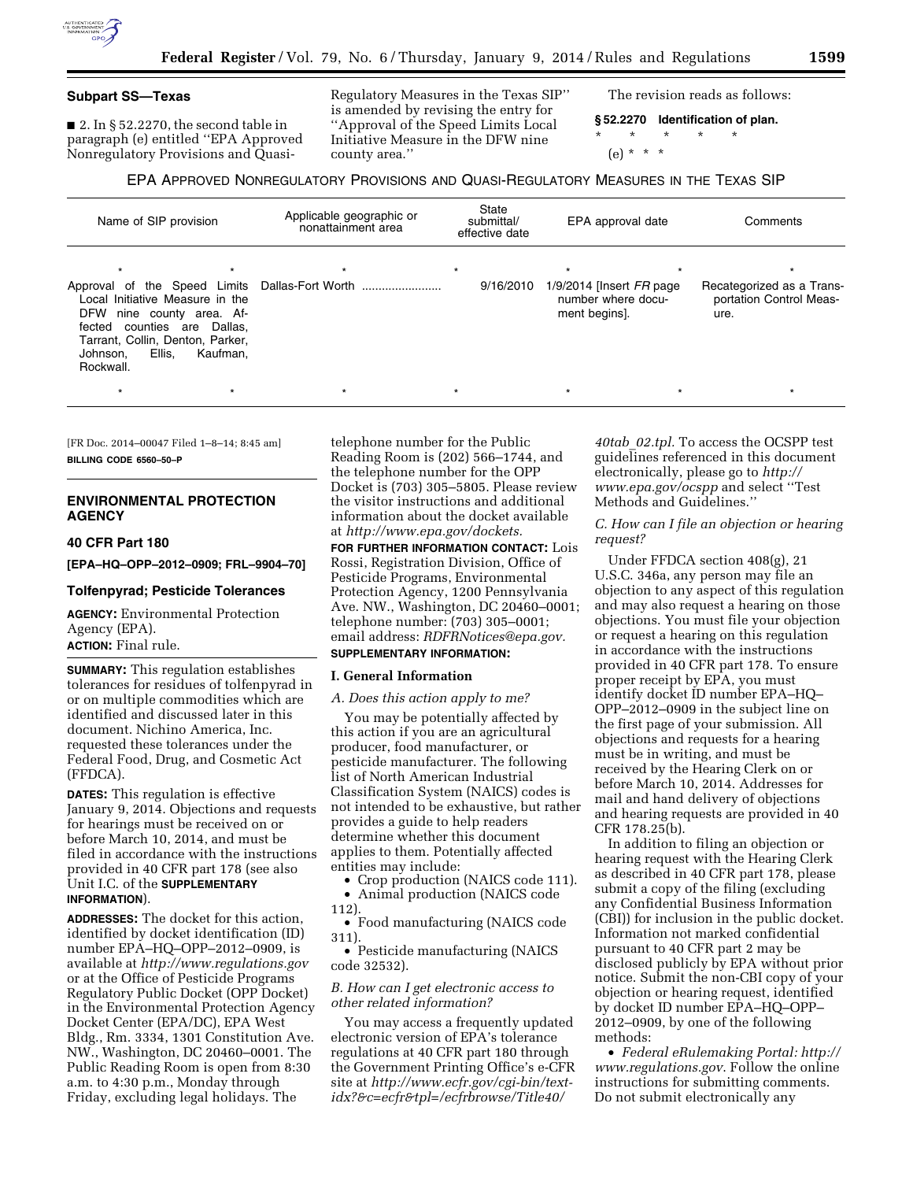## Subpart SS—Texas

■ 2. In § 52.2270, the second table in paragraph (e) entitled "EPA Approved Nonregulatory Provisions and Quasi-Regulatory Measures in the Texas SIP" is amended by revising the entry for "Approval of the Speed Limits Local Initiative Measure in the DFW nine county area."

The revision reads as follows:

**§ 52.2270 Identification of plan.**

\* \* \* \* \*

(e) \* \* \*

EPA APPROVED NONREGULATORY PROVISIONS AND QUASI-REGULATORY MEASURES IN THE TEXAS SIP

| Name of SIP provision | Applicable geographic or nonattainment area | State submittal/ effective date | EPA approval date | Comments |
|---|---|---|---|---|
| \* \* | \* | \* | \* \* | \* |
| Approval of the Speed Limits Local Initiative Measure in the DFW nine county area. Affected counties are Dallas, Tarrant, Collin, Denton, Parker, Johnson, Ellis, Kaufman, Rockwall. | Dallas-Fort Worth | 9/16/2010 | 1/9/2014 [Insert *FR* page number where document begins]. | Recategorized as a Transportation Control Measure. |
| \* \* | \* | \* | \* \* | \* |

[FR Doc. 2014–00047 Filed 1–8–14; 8:45 am]

**BILLING CODE 6560–50–P**

## ENVIRONMENTAL PROTECTION AGENCY

### 40 CFR Part 180

**[EPA–HQ–OPP–2012–0909; FRL–9904–70]**

### Tolfenpyrad; Pesticide Tolerances

**AGENCY:** Environmental Protection Agency (EPA).

**ACTION:** Final rule.

**SUMMARY:** This regulation establishes tolerances for residues of tolfenpyrad in or on multiple commodities which are identified and discussed later in this document. Nichino America, Inc. requested these tolerances under the Federal Food, Drug, and Cosmetic Act (FFDCA).

**DATES:** This regulation is effective January 9, 2014. Objections and requests for hearings must be received on or before March 10, 2014, and must be filed in accordance with the instructions provided in 40 CFR part 178 (see also Unit I.C. of the **SUPPLEMENTARY INFORMATION**).

**ADDRESSES:** The docket for this action, identified by docket identification (ID) number EPA–HQ–OPP–2012–0909, is available at *http://www.regulations.gov* or at the Office of Pesticide Programs Regulatory Public Docket (OPP Docket) in the Environmental Protection Agency Docket Center (EPA/DC), EPA West Bldg., Rm. 3334, 1301 Constitution Ave. NW., Washington, DC 20460–0001. The Public Reading Room is open from 8:30 a.m. to 4:30 p.m., Monday through Friday, excluding legal holidays. The telephone number for the Public Reading Room is (202) 566–1744, and the telephone number for the OPP Docket is (703) 305–5805. Please review the visitor instructions and additional information about the docket available at *http://www.epa.gov/dockets.*

**FOR FURTHER INFORMATION CONTACT:** Lois Rossi, Registration Division, Office of Pesticide Programs, Environmental Protection Agency, 1200 Pennsylvania Ave. NW., Washington, DC 20460–0001; telephone number: (703) 305–0001; email address: *RDFRNotices@epa.gov.*

**SUPPLEMENTARY INFORMATION:**

### I. General Information

*A. Does this action apply to me?*

You may be potentially affected by this action if you are an agricultural producer, food manufacturer, or pesticide manufacturer. The following list of North American Industrial Classification System (NAICS) codes is not intended to be exhaustive, but rather provides a guide to help readers determine whether this document applies to them. Potentially affected entities may include:

- Crop production (NAICS code 111).
- Animal production (NAICS code 112).
- Food manufacturing (NAICS code 311).
- Pesticide manufacturing (NAICS code 32532).

*B. How can I get electronic access to other related information?*

You may access a frequently updated electronic version of EPA's tolerance regulations at 40 CFR part 180 through the Government Printing Office's e-CFR site at *http://www.ecfr.gov/cgi-bin/text-idx?&c=ecfr&tpl=/ecfrbrowse/Title40/40tab_02.tpl.* To access the OCSPP test guidelines referenced in this document electronically, please go to *http://www.epa.gov/ocspp* and select "Test Methods and Guidelines."

*C. How can I file an objection or hearing request?*

Under FFDCA section 408(g), 21 U.S.C. 346a, any person may file an objection to any aspect of this regulation and may also request a hearing on those objections. You must file your objection or request a hearing on this regulation in accordance with the instructions provided in 40 CFR part 178. To ensure proper receipt by EPA, you must identify docket ID number EPA–HQ–OPP–2012–0909 in the subject line on the first page of your submission. All objections and requests for a hearing must be in writing, and must be received by the Hearing Clerk on or before March 10, 2014. Addresses for mail and hand delivery of objections and hearing requests are provided in 40 CFR 178.25(b).

In addition to filing an objection or hearing request with the Hearing Clerk as described in 40 CFR part 178, please submit a copy of the filing (excluding any Confidential Business Information (CBI)) for inclusion in the public docket. Information not marked confidential pursuant to 40 CFR part 2 may be disclosed publicly by EPA without prior notice. Submit the non-CBI copy of your objection or hearing request, identified by docket ID number EPA–HQ–OPP–2012–0909, by one of the following methods:

- *Federal eRulemaking Portal: http://www.regulations.gov*. Follow the online instructions for submitting comments. Do not submit electronically any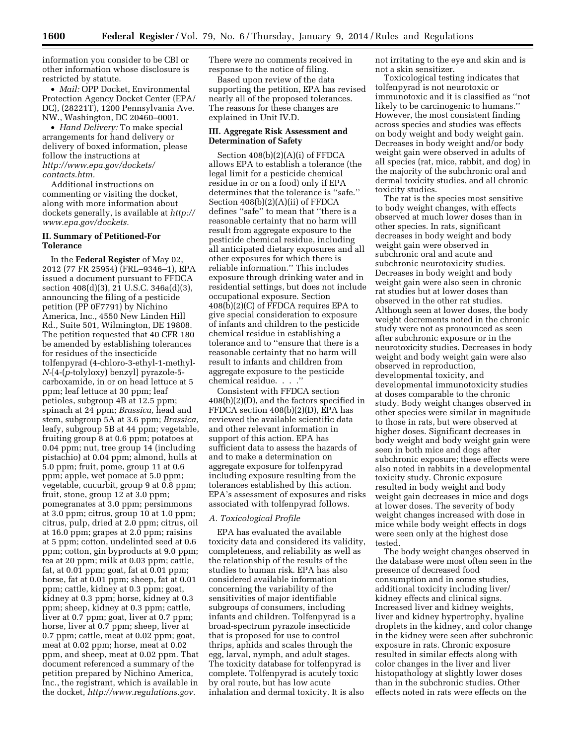information you consider to be CBI or other information whose disclosure is restricted by statute.

- *Mail:* OPP Docket, Environmental Protection Agency Docket Center (EPA/DC), (28221T), 1200 Pennsylvania Ave. NW., Washington, DC 20460–0001.
- *Hand Delivery:* To make special arrangements for hand delivery or delivery of boxed information, please follow the instructions at *http://www.epa.gov/dockets/contacts.htm.*

Additional instructions on commenting or visiting the docket, along with more information about dockets generally, is available at *http://www.epa.gov/dockets.*

## II. Summary of Petitioned-For Tolerance

In the **Federal Register** of May 02, 2012 (77 FR 25954) (FRL–9346–1), EPA issued a document pursuant to FFDCA section 408(d)(3), 21 U.S.C. 346a(d)(3), announcing the filing of a pesticide petition (PP 0F7791) by Nichino America, Inc., 4550 New Linden Hill Rd., Suite 501, Wilmington, DE 19808. The petition requested that 40 CFR 180 be amended by establishing tolerances for residues of the insecticide tolfenpyrad (4-chloro-3-ethyl-1-methyl-*N*-[4-(*p*-tolyloxy) benzyl] pyrazole-5-carboxamide, in or on head lettuce at 5 ppm; leaf lettuce at 30 ppm; leaf petioles, subgroup 4B at 12.5 ppm; spinach at 24 ppm; *Brassica,* head and stem, subgroup 5A at 3.6 ppm; *Brassica,* leafy, subgroup 5B at 44 ppm; vegetable, fruiting group 8 at 0.6 ppm; potatoes at 0.04 ppm; nut, tree group 14 (including pistachio) at 0.04 ppm; almond, hulls at 5.0 ppm; fruit, pome, group 11 at 0.6 ppm; apple, wet pomace at 5.0 ppm; vegetable, cucurbit, group 9 at 0.8 ppm; fruit, stone, group 12 at 3.0 ppm; pomegranates at 3.0 ppm; persimmons at 3.0 ppm; citrus, group 10 at 1.0 ppm; citrus, pulp, dried at 2.0 ppm; citrus, oil at 16.0 ppm; grapes at 2.0 ppm; raisins at 5 ppm; cotton, undelinted seed at 0.6 ppm; cotton, gin byproducts at 9.0 ppm; tea at 20 ppm; milk at 0.03 ppm; cattle, fat, at 0.01 ppm; goat, fat at 0.01 ppm; horse, fat at 0.01 ppm; sheep, fat at 0.01 ppm; cattle, kidney at 0.3 ppm; goat, kidney at 0.3 ppm; horse, kidney at 0.3 ppm; sheep, kidney at 0.3 ppm; cattle, liver at 0.7 ppm; goat, liver at 0.7 ppm; horse, liver at 0.7 ppm; sheep, liver at 0.7 ppm; cattle, meat at 0.02 ppm; goat, meat at 0.02 ppm; horse, meat at 0.02 ppm, and sheep, meat at 0.02 ppm. That document referenced a summary of the petition prepared by Nichino America, Inc., the registrant, which is available in the docket, *http://www.regulations.gov.* There were no comments received in response to the notice of filing.

Based upon review of the data supporting the petition, EPA has revised nearly all of the proposed tolerances. The reasons for these changes are explained in Unit IV.D.

## III. Aggregate Risk Assessment and Determination of Safety

Section 408(b)(2)(A)(i) of FFDCA allows EPA to establish a tolerance (the legal limit for a pesticide chemical residue in or on a food) only if EPA determines that the tolerance is ''safe.'' Section 408(b)(2)(A)(ii) of FFDCA defines ''safe'' to mean that ''there is a reasonable certainty that no harm will result from aggregate exposure to the pesticide chemical residue, including all anticipated dietary exposures and all other exposures for which there is reliable information.'' This includes exposure through drinking water and in residential settings, but does not include occupational exposure. Section 408(b)(2)(C) of FFDCA requires EPA to give special consideration to exposure of infants and children to the pesticide chemical residue in establishing a tolerance and to ''ensure that there is a reasonable certainty that no harm will result to infants and children from aggregate exposure to the pesticide chemical residue. . . .''

Consistent with FFDCA section 408(b)(2)(D), and the factors specified in FFDCA section 408(b)(2)(D), EPA has reviewed the available scientific data and other relevant information in support of this action. EPA has sufficient data to assess the hazards of and to make a determination on aggregate exposure for tolfenpyrad including exposure resulting from the tolerances established by this action. EPA's assessment of exposures and risks associated with tolfenpyrad follows.

### *A. Toxicological Profile*

EPA has evaluated the available toxicity data and considered its validity, completeness, and reliability as well as the relationship of the results of the studies to human risk. EPA has also considered available information concerning the variability of the sensitivities of major identifiable subgroups of consumers, including infants and children. Tolfenpyrad is a broad-spectrum pyrazole insecticide that is proposed for use to control thrips, aphids and scales through the egg, larval, nymph, and adult stages. The toxicity database for tolfenpyrad is complete. Tolfenpyrad is acutely toxic by oral route, but has low acute inhalation and dermal toxicity. It is also not irritating to the eye and skin and is not a skin sensitizer.

Toxicological testing indicates that tolfenpyrad is not neurotoxic or immunotoxic and it is classified as ''not likely to be carcinogenic to humans.'' However, the most consistent finding across species and studies was effects on body weight and body weight gain. Decreases in body weight and/or body weight gain were observed in adults of all species (rat, mice, rabbit, and dog) in the majority of the subchronic oral and dermal toxicity studies, and all chronic toxicity studies.

The rat is the species most sensitive to body weight changes, with effects observed at much lower doses than in other species. In rats, significant decreases in body weight and body weight gain were observed in subchronic oral and acute and subchronic neurotoxicity studies. Decreases in body weight and body weight gain were also seen in chronic rat studies but at lower doses than observed in the other rat studies. Although seen at lower doses, the body weight decrements noted in the chronic study were not as pronounced as seen after subchronic exposure or in the neurotoxicity studies. Decreases in body weight and body weight gain were also observed in reproduction, developmental toxicity, and developmental immunotoxicity studies at doses comparable to the chronic study. Body weight changes observed in other species were similar in magnitude to those in rats, but were observed at higher doses. Significant decreases in body weight and body weight gain were seen in both mice and dogs after subchronic exposure; these effects were also noted in rabbits in a developmental toxicity study. Chronic exposure resulted in body weight and body weight gain decreases in mice and dogs at lower doses. The severity of body weight changes increased with dose in mice while body weight effects in dogs were seen only at the highest dose tested.

The body weight changes observed in the database were most often seen in the presence of decreased food consumption and in some studies, additional toxicity including liver/kidney effects and clinical signs. Increased liver and kidney weights, liver and kidney hypertrophy, hyaline droplets in the kidney, and color change in the kidney were seen after subchronic exposure in rats. Chronic exposure resulted in similar effects along with color changes in the liver and liver histopathology at slightly lower doses than in the subchronic studies. Other effects noted in rats were effects on the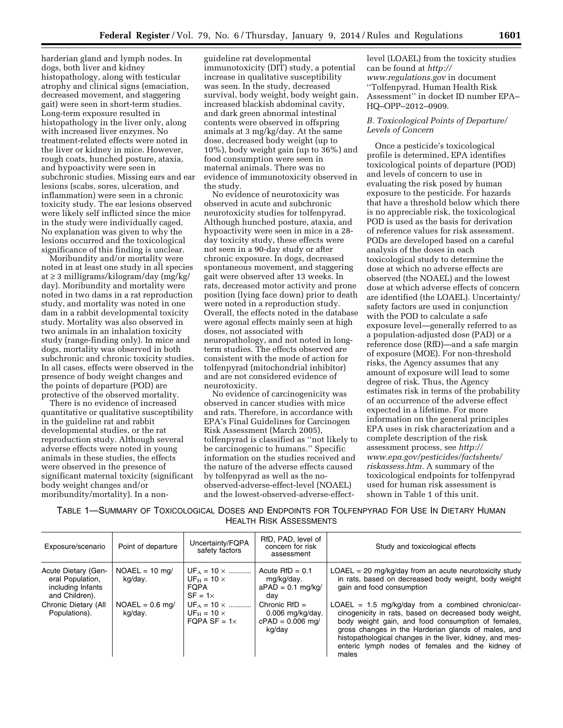harderian gland and lymph nodes. In dogs, both liver and kidney histopathology, along with testicular atrophy and clinical signs (emaciation, decreased movement, and staggering gait) were seen in short-term studies. Long-term exposure resulted in histopathology in the liver only, along with increased liver enzymes. No treatment-related effects were noted in the liver or kidney in mice. However, rough coats, hunched posture, ataxia, and hypoactivity were seen in subchronic studies. Missing ears and ear lesions (scabs, sores, ulceration, and inflammation) were seen in a chronic toxicity study. The ear lesions observed were likely self inflicted since the mice in the study were individually caged. No explanation was given to why the lesions occurred and the toxicological significance of this finding is unclear.

Moribundity and/or mortality were noted in at least one study in all species at ≥ 3 milligrams/kilogram/day (mg/kg/day). Moribundity and mortality were noted in two dams in a rat reproduction study, and mortality was noted in one dam in a rabbit developmental toxicity study. Mortality was also observed in two animals in an inhalation toxicity study (range-finding only). In mice and dogs, mortality was observed in both subchronic and chronic toxicity studies. In all cases, effects were observed in the presence of body weight changes and the points of departure (POD) are protective of the observed mortality.

There is no evidence of increased quantitative or qualitative susceptibility in the guideline rat and rabbit developmental studies, or the rat reproduction study. Although several adverse effects were noted in young animals in these studies, the effects were observed in the presence of significant maternal toxicity (significant body weight changes and/or moribundity/mortality). In a non-guideline rat developmental immunotoxicity (DIT) study, a potential increase in qualitative susceptibility was seen. In the study, decreased survival, body weight, body weight gain, increased blackish abdominal cavity, and dark green abnormal intestinal contents were observed in offspring animals at 3 mg/kg/day. At the same dose, decreased body weight (up to 10%), body weight gain (up to 36%) and food consumption were seen in maternal animals. There was no evidence of immunotoxicity observed in the study.

No evidence of neurotoxicity was observed in acute and subchronic neurotoxicity studies for tolfenpyrad. Although hunched posture, ataxia, and hypoactivity were seen in mice in a 28-day toxicity study, these effects were not seen in a 90-day study or after chronic exposure. In dogs, decreased spontaneous movement, and staggering gait were observed after 13 weeks. In rats, decreased motor activity and prone position (lying face down) prior to death were noted in a reproduction study. Overall, the effects noted in the database were agonal effects mainly seen at high doses, not associated with neuropathology, and not noted in long-term studies. The effects observed are consistent with the mode of action for tolfenpyrad (mitochondrial inhibitor) and are not considered evidence of neurotoxicity.

No evidence of carcinogenicity was observed in cancer studies with mice and rats. Therefore, in accordance with EPA's Final Guidelines for Carcinogen Risk Assessment (March 2005), tolfenpyrad is classified as "not likely to be carcinogenic to humans." Specific information on the studies received and the nature of the adverse effects caused by tolfenpyrad as well as the no-observed-adverse-effect-level (NOAEL) and the lowest-observed-adverse-effect-level (LOAEL) from the toxicity studies can be found at *http://www.regulations.gov* in document "Tolfenpyrad. Human Health Risk Assessment" in docket ID number EPA–HQ–OPP–2012–0909.

### *B. Toxicological Points of Departure/Levels of Concern*

Once a pesticide's toxicological profile is determined, EPA identifies toxicological points of departure (POD) and levels of concern to use in evaluating the risk posed by human exposure to the pesticide. For hazards that have a threshold below which there is no appreciable risk, the toxicological POD is used as the basis for derivation of reference values for risk assessment. PODs are developed based on a careful analysis of the doses in each toxicological study to determine the dose at which no adverse effects are observed (the NOAEL) and the lowest dose at which adverse effects of concern are identified (the LOAEL). Uncertainty/safety factors are used in conjunction with the POD to calculate a safe exposure level—generally referred to as a population-adjusted dose (PAD) or a reference dose (RfD)—and a safe margin of exposure (MOE). For non-threshold risks, the Agency assumes that any amount of exposure will lead to some degree of risk. Thus, the Agency estimates risk in terms of the probability of an occurrence of the adverse effect expected in a lifetime. For more information on the general principles EPA uses in risk characterization and a complete description of the risk assessment process, see *http://www.epa.gov/pesticides/factsheets/riskassess.htm*. A summary of the toxicological endpoints for tolfenpyrad used for human risk assessment is shown in Table 1 of this unit.

TABLE 1—SUMMARY OF TOXICOLOGICAL DOSES AND ENDPOINTS FOR TOLFENPYRAD FOR USE IN DIETARY HUMAN HEALTH RISK ASSESSMENTS

| Exposure/scenario | Point of departure | Uncertainty/FQPA safety factors | RfD, PAD, level of concern for risk assessment | Study and toxicological effects |
|---|---|---|---|---|
| Acute Dietary (General Population, including Infants and Children). | NOAEL = 10 mg/kg/day. | $UF_A$ = 10 × <br> $UF_H$ = 10 × <br> FQPA SF = 1× | Acute RfD = 0.1 mg/kg/day. <br> aPAD = 0.1 mg/kg/day | LOAEL = 20 mg/kg/day from an acute neurotoxicity study in rats, based on decreased body weight, body weight gain and food consumption |
| Chronic Dietary (All Populations). | NOAEL = 0.6 mg/kg/day. | $UF_A$ = 10 × <br> $UF_H$ = 10 × <br> FQPA SF = 1× | Chronic RfD = 0.006 mg/kg/day. <br> cPAD = 0.006 mg/kg/day | LOAEL = 1.5 mg/kg/day from a combined chronic/carcinogenicity in rats, based on decreased body weight, body weight gain, and food consumption of females, gross changes in the Harderian glands of males, and histopathological changes in the liver, kidney, and mesenteric lymph nodes of females and the kidney of males |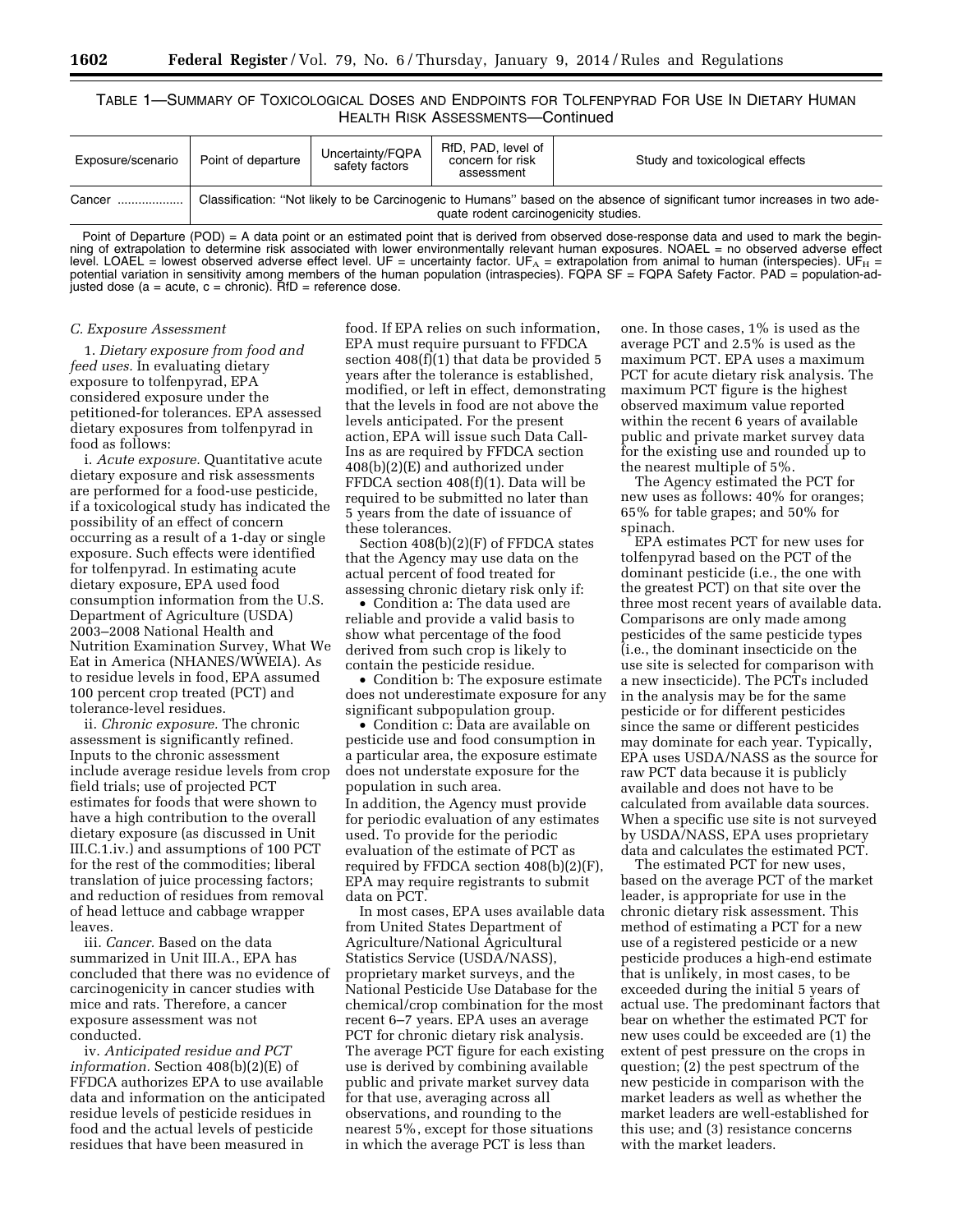TABLE 1—SUMMARY OF TOXICOLOGICAL DOSES AND ENDPOINTS FOR TOLFENPYRAD FOR USE IN DIETARY HUMAN HEALTH RISK ASSESSMENTS—Continued

| Exposure/scenario | Point of departure | Uncertainty/FQPA safety factors | RfD, PAD, level of concern for risk assessment | Study and toxicological effects |
| --- | --- | --- | --- | --- |
| Cancer | Classification: "Not likely to be Carcinogenic to Humans" based on the absence of significant tumor increases in two adequate rodent carcinogenicity studies. | | | |

Point of Departure (POD) = A data point or an estimated point that is derived from observed dose-response data and used to mark the beginning of extrapolation to determine risk associated with lower environmentally relevant human exposures. NOAEL = no observed adverse effect level. LOAEL = lowest observed adverse effect level. UF = uncertainty factor. $UF_A$ = extrapolation from animal to human (interspecies). $UF_H$ = potential variation in sensitivity among members of the human population (intraspecies). FQPA SF = FQPA Safety Factor. PAD = population-adjusted dose (a = acute, c = chronic). RfD = reference dose.

*C. Exposure Assessment*

1. *Dietary exposure from food and feed uses.* In evaluating dietary exposure to tolfenpyrad, EPA considered exposure under the petitioned-for tolerances. EPA assessed dietary exposures from tolfenpyrad in food as follows:

i. *Acute exposure.* Quantitative acute dietary exposure and risk assessments are performed for a food-use pesticide, if a toxicological study has indicated the possibility of an effect of concern occurring as a result of a 1-day or single exposure. Such effects were identified for tolfenpyrad. In estimating acute dietary exposure, EPA used food consumption information from the U.S. Department of Agriculture (USDA) 2003–2008 National Health and Nutrition Examination Survey, What We Eat in America (NHANES/WWEIA). As to residue levels in food, EPA assumed 100 percent crop treated (PCT) and tolerance-level residues.

ii. *Chronic exposure.* The chronic assessment is significantly refined. Inputs to the chronic assessment include average residue levels from crop field trials; use of projected PCT estimates for foods that were shown to have a high contribution to the overall dietary exposure (as discussed in Unit III.C.1.iv.) and assumptions of 100 PCT for the rest of the commodities; liberal translation of juice processing factors; and reduction of residues from removal of head lettuce and cabbage wrapper leaves.

iii. *Cancer.* Based on the data summarized in Unit III.A., EPA has concluded that there was no evidence of carcinogenicity in cancer studies with mice and rats. Therefore, a cancer exposure assessment was not conducted.

iv. *Anticipated residue and PCT information.* Section 408(b)(2)(E) of FFDCA authorizes EPA to use available data and information on the anticipated residue levels of pesticide residues in food and the actual levels of pesticide residues that have been measured in food. If EPA relies on such information, EPA must require pursuant to FFDCA section 408(f)(1) that data be provided 5 years after the tolerance is established, modified, or left in effect, demonstrating that the levels in food are not above the levels anticipated. For the present action, EPA will issue such Data Call-Ins as are required by FFDCA section 408(b)(2)(E) and authorized under FFDCA section 408(f)(1). Data will be required to be submitted no later than 5 years from the date of issuance of these tolerances.

Section 408(b)(2)(F) of FFDCA states that the Agency may use data on the actual percent of food treated for assessing chronic dietary risk only if:

- Condition a: The data used are reliable and provide a valid basis to show what percentage of the food derived from such crop is likely to contain the pesticide residue.
- Condition b: The exposure estimate does not underestimate exposure for any significant subpopulation group.
- Condition c: Data are available on pesticide use and food consumption in a particular area, the exposure estimate does not understate exposure for the population in such area.

In addition, the Agency must provide for periodic evaluation of any estimates used. To provide for the periodic evaluation of the estimate of PCT as required by FFDCA section 408(b)(2)(F), EPA may require registrants to submit data on PCT.

In most cases, EPA uses available data from United States Department of Agriculture/National Agricultural Statistics Service (USDA/NASS), proprietary market surveys, and the National Pesticide Use Database for the chemical/crop combination for the most recent 6–7 years. EPA uses an average PCT for chronic dietary risk analysis. The average PCT figure for each existing use is derived by combining available public and private market survey data for that use, averaging across all observations, and rounding to the nearest 5%, except for those situations in which the average PCT is less than one. In those cases, 1% is used as the average PCT and 2.5% is used as the maximum PCT. EPA uses a maximum PCT for acute dietary risk analysis. The maximum PCT figure is the highest observed maximum value reported within the recent 6 years of available public and private market survey data for the existing use and rounded up to the nearest multiple of 5%.

The Agency estimated the PCT for new uses as follows: 40% for oranges; 65% for table grapes; and 50% for spinach.

EPA estimates PCT for new uses for tolfenpyrad based on the PCT of the dominant pesticide (i.e., the one with the greatest PCT) on that site over the three most recent years of available data. Comparisons are only made among pesticides of the same pesticide types (i.e., the dominant insecticide on the use site is selected for comparison with a new insecticide). The PCTs included in the analysis may be for the same pesticide or for different pesticides since the same or different pesticides may dominate for each year. Typically, EPA uses USDA/NASS as the source for raw PCT data because it is publicly available and does not have to be calculated from available data sources. When a specific use site is not surveyed by USDA/NASS, EPA uses proprietary data and calculates the estimated PCT.

The estimated PCT for new uses, based on the average PCT of the market leader, is appropriate for use in the chronic dietary risk assessment. This method of estimating a PCT for a new use of a registered pesticide or a new pesticide produces a high-end estimate that is unlikely, in most cases, to be exceeded during the initial 5 years of actual use. The predominant factors that bear on whether the estimated PCT for new uses could be exceeded are (1) the extent of pest pressure on the crops in question; (2) the pest spectrum of the new pesticide in comparison with the market leaders as well as whether the market leaders are well-established for this use; and (3) resistance concerns with the market leaders.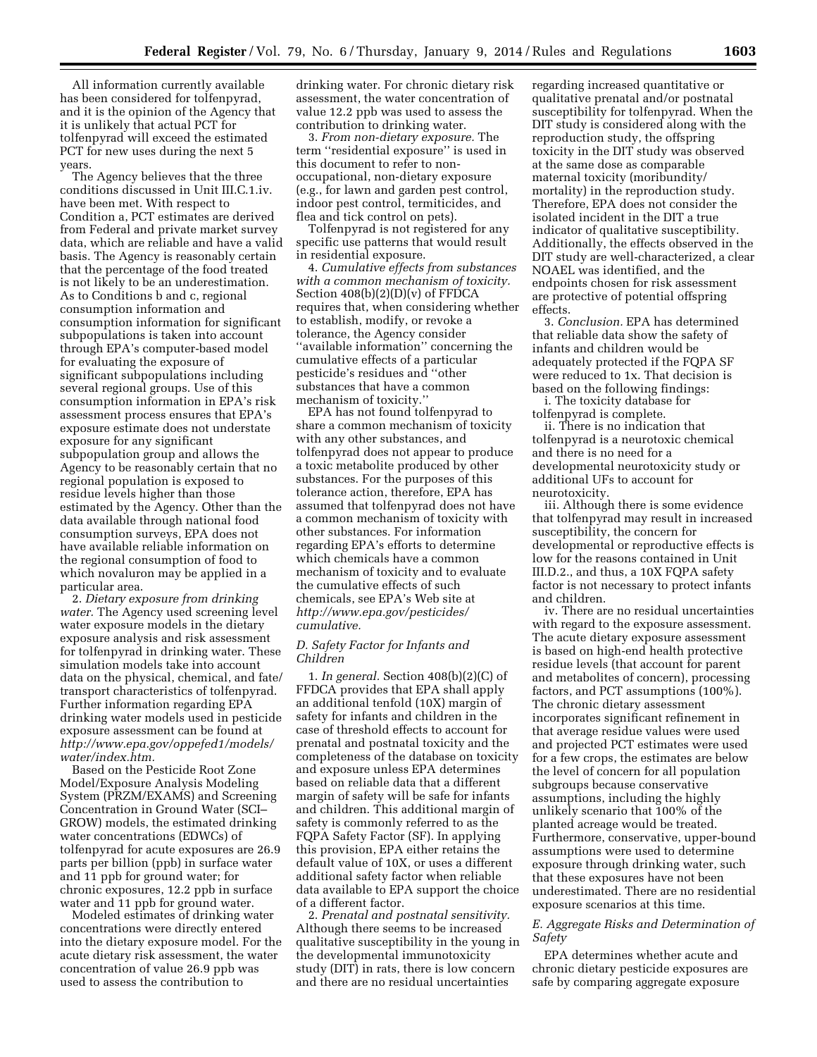All information currently available has been considered for tolfenpyrad, and it is the opinion of the Agency that it is unlikely that actual PCT for tolfenpyrad will exceed the estimated PCT for new uses during the next 5 years.

The Agency believes that the three conditions discussed in Unit III.C.1.iv. have been met. With respect to Condition a, PCT estimates are derived from Federal and private market survey data, which are reliable and have a valid basis. The Agency is reasonably certain that the percentage of the food treated is not likely to be an underestimation. As to Conditions b and c, regional consumption information and consumption information for significant subpopulations is taken into account through EPA's computer-based model for evaluating the exposure of significant subpopulations including several regional groups. Use of this consumption information in EPA's risk assessment process ensures that EPA's exposure estimate does not understate exposure for any significant subpopulation group and allows the Agency to be reasonably certain that no regional population is exposed to residue levels higher than those estimated by the Agency. Other than the data available through national food consumption surveys, EPA does not have available reliable information on the regional consumption of food to which novaluron may be applied in a particular area.

2. *Dietary exposure from drinking water.* The Agency used screening level water exposure models in the dietary exposure analysis and risk assessment for tolfenpyrad in drinking water. These simulation models take into account data on the physical, chemical, and fate/transport characteristics of tolfenpyrad. Further information regarding EPA drinking water models used in pesticide exposure assessment can be found at *http://www.epa.gov/oppefed1/models/water/index.htm.*

Based on the Pesticide Root Zone Model/Exposure Analysis Modeling System (PRZM/EXAMS) and Screening Concentration in Ground Water (SCI–GROW) models, the estimated drinking water concentrations (EDWCs) of tolfenpyrad for acute exposures are 26.9 parts per billion (ppb) in surface water and 11 ppb for ground water; for chronic exposures, 12.2 ppb in surface water and 11 ppb for ground water.

Modeled estimates of drinking water concentrations were directly entered into the dietary exposure model. For the acute dietary risk assessment, the water concentration of value 26.9 ppb was used to assess the contribution to drinking water. For chronic dietary risk assessment, the water concentration of value 12.2 ppb was used to assess the contribution to drinking water.

3. *From non-dietary exposure.* The term "residential exposure" is used in this document to refer to non-occupational, non-dietary exposure (e.g., for lawn and garden pest control, indoor pest control, termiticides, and flea and tick control on pets).

Tolfenpyrad is not registered for any specific use patterns that would result in residential exposure.

4. *Cumulative effects from substances with a common mechanism of toxicity.* Section 408(b)(2)(D)(v) of FFDCA requires that, when considering whether to establish, modify, or revoke a tolerance, the Agency consider "available information" concerning the cumulative effects of a particular pesticide's residues and "other substances that have a common mechanism of toxicity."

EPA has not found tolfenpyrad to share a common mechanism of toxicity with any other substances, and tolfenpyrad does not appear to produce a toxic metabolite produced by other substances. For the purposes of this tolerance action, therefore, EPA has assumed that tolfenpyrad does not have a common mechanism of toxicity with other substances. For information regarding EPA's efforts to determine which chemicals have a common mechanism of toxicity and to evaluate the cumulative effects of such chemicals, see EPA's Web site at *http://www.epa.gov/pesticides/cumulative.*

### *D. Safety Factor for Infants and Children*

1. *In general.* Section 408(b)(2)(C) of FFDCA provides that EPA shall apply an additional tenfold (10X) margin of safety for infants and children in the case of threshold effects to account for prenatal and postnatal toxicity and the completeness of the database on toxicity and exposure unless EPA determines based on reliable data that a different margin of safety will be safe for infants and children. This additional margin of safety is commonly referred to as the FQPA Safety Factor (SF). In applying this provision, EPA either retains the default value of 10X, or uses a different additional safety factor when reliable data available to EPA support the choice of a different factor.

2. *Prenatal and postnatal sensitivity.* Although there seems to be increased qualitative susceptibility in the young in the developmental immunotoxicity study (DIT) in rats, there is low concern and there are no residual uncertainties regarding increased quantitative or qualitative prenatal and/or postnatal susceptibility for tolfenpyrad. When the DIT study is considered along with the reproduction study, the offspring toxicity in the DIT study was observed at the same dose as comparable maternal toxicity (moribundity/mortality) in the reproduction study. Therefore, EPA does not consider the isolated incident in the DIT a true indicator of qualitative susceptibility. Additionally, the effects observed in the DIT study are well-characterized, a clear NOAEL was identified, and the endpoints chosen for risk assessment are protective of potential offspring effects.

3. *Conclusion.* EPA has determined that reliable data show the safety of infants and children would be adequately protected if the FQPA SF were reduced to 1x. That decision is based on the following findings:

i. The toxicity database for tolfenpyrad is complete.

ii. There is no indication that tolfenpyrad is a neurotoxic chemical and there is no need for a developmental neurotoxicity study or additional UFs to account for neurotoxicity.

iii. Although there is some evidence that tolfenpyrad may result in increased susceptibility, the concern for developmental or reproductive effects is low for the reasons contained in Unit III.D.2., and thus, a 10X FQPA safety factor is not necessary to protect infants and children.

iv. There are no residual uncertainties with regard to the exposure assessment. The acute dietary exposure assessment is based on high-end health protective residue levels (that account for parent and metabolites of concern), processing factors, and PCT assumptions (100%). The chronic dietary assessment incorporates significant refinement in that average residue values were used and projected PCT estimates were used for a few crops, the estimates are below the level of concern for all population subgroups because conservative assumptions, including the highly unlikely scenario that 100% of the planted acreage would be treated. Furthermore, conservative, upper-bound assumptions were used to determine exposure through drinking water, such that these exposures have not been underestimated. There are no residential exposure scenarios at this time.

### *E. Aggregate Risks and Determination of Safety*

EPA determines whether acute and chronic dietary pesticide exposures are safe by comparing aggregate exposure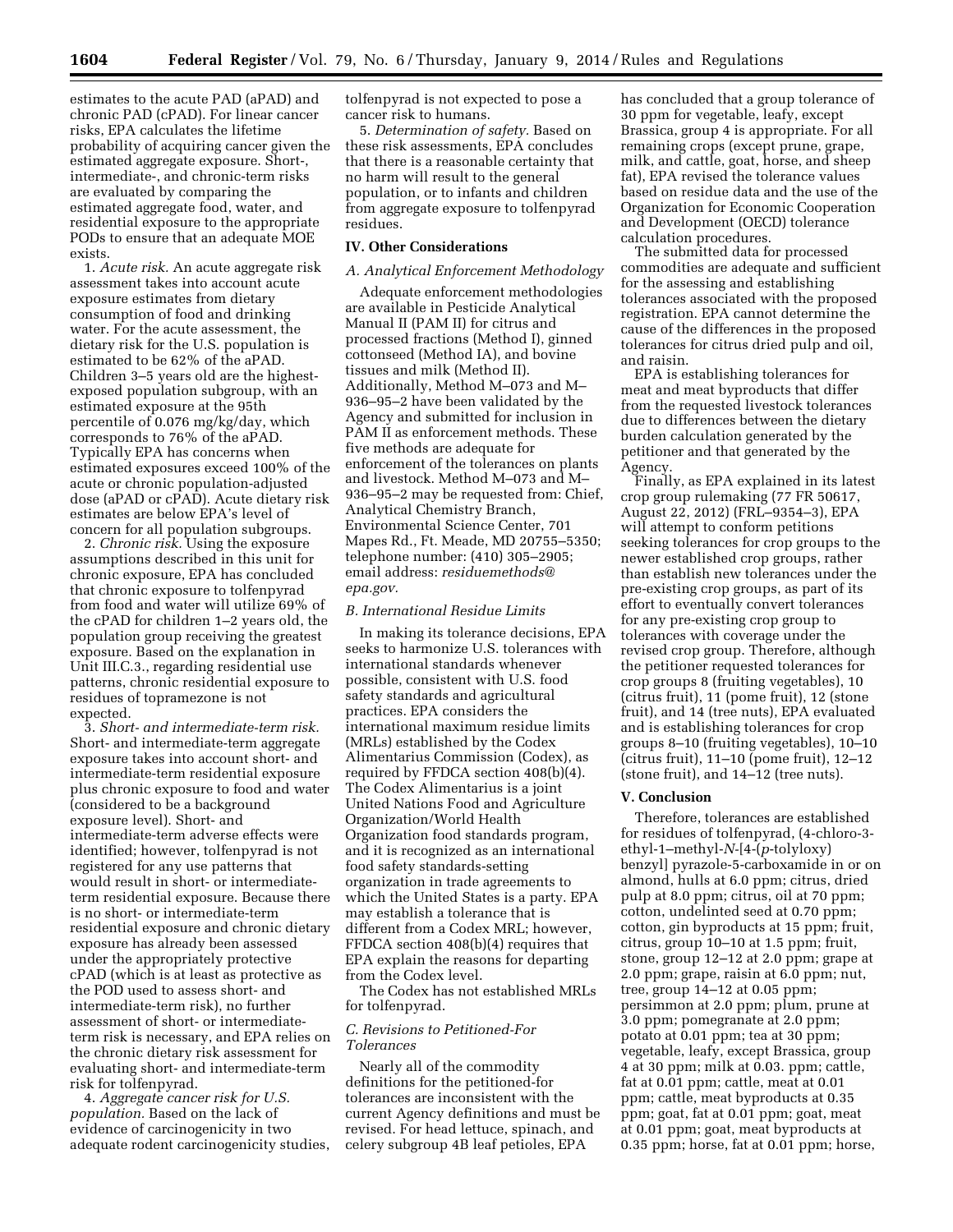estimates to the acute PAD (aPAD) and chronic PAD (cPAD). For linear cancer risks, EPA calculates the lifetime probability of acquiring cancer given the estimated aggregate exposure. Short-, intermediate-, and chronic-term risks are evaluated by comparing the estimated aggregate food, water, and residential exposure to the appropriate PODs to ensure that an adequate MOE exists.

1. *Acute risk.* An acute aggregate risk assessment takes into account acute exposure estimates from dietary consumption of food and drinking water. For the acute assessment, the dietary risk for the U.S. population is estimated to be 62% of the aPAD. Children 3–5 years old are the highest-exposed population subgroup, with an estimated exposure at the 95th percentile of 0.076 mg/kg/day, which corresponds to 76% of the aPAD. Typically EPA has concerns when estimated exposures exceed 100% of the acute or chronic population-adjusted dose (aPAD or cPAD). Acute dietary risk estimates are below EPA's level of concern for all population subgroups.

2. *Chronic risk.* Using the exposure assumptions described in this unit for chronic exposure, EPA has concluded that chronic exposure to tolfenpyrad from food and water will utilize 69% of the cPAD for children 1–2 years old, the population group receiving the greatest exposure. Based on the explanation in Unit III.C.3., regarding residential use patterns, chronic residential exposure to residues of topramezone is not expected.

3. *Short- and intermediate-term risk.* Short- and intermediate-term aggregate exposure takes into account short- and intermediate-term residential exposure plus chronic exposure to food and water (considered to be a background exposure level). Short- and intermediate-term adverse effects were identified; however, tolfenpyrad is not registered for any use patterns that would result in short- or intermediate-term residential exposure. Because there is no short- or intermediate-term residential exposure and chronic dietary exposure has already been assessed under the appropriately protective cPAD (which is at least as protective as the POD used to assess short- and intermediate-term risk), no further assessment of short- or intermediate-term risk is necessary, and EPA relies on the chronic dietary risk assessment for evaluating short- and intermediate-term risk for tolfenpyrad.

4. *Aggregate cancer risk for U.S. population.* Based on the lack of evidence of carcinogenicity in two adequate rodent carcinogenicity studies, tolfenpyrad is not expected to pose a cancer risk to humans.

5. *Determination of safety.* Based on these risk assessments, EPA concludes that there is a reasonable certainty that no harm will result to the general population, or to infants and children from aggregate exposure to tolfenpyrad residues.

## IV. Other Considerations

### *A. Analytical Enforcement Methodology*

Adequate enforcement methodologies are available in Pesticide Analytical Manual II (PAM II) for citrus and processed fractions (Method I), ginned cottonseed (Method IA), and bovine tissues and milk (Method II). Additionally, Method M–073 and M–936–95–2 have been validated by the Agency and submitted for inclusion in PAM II as enforcement methods. These five methods are adequate for enforcement of the tolerances on plants and livestock. Method M–073 and M–936–95–2 may be requested from: Chief, Analytical Chemistry Branch, Environmental Science Center, 701 Mapes Rd., Ft. Meade, MD 20755–5350; telephone number: (410) 305–2905; email address: *residuemethods@epa.gov.*

### *B. International Residue Limits*

In making its tolerance decisions, EPA seeks to harmonize U.S. tolerances with international standards whenever possible, consistent with U.S. food safety standards and agricultural practices. EPA considers the international maximum residue limits (MRLs) established by the Codex Alimentarius Commission (Codex), as required by FFDCA section 408(b)(4). The Codex Alimentarius is a joint United Nations Food and Agriculture Organization/World Health Organization food standards program, and it is recognized as an international food safety standards-setting organization in trade agreements to which the United States is a party. EPA may establish a tolerance that is different from a Codex MRL; however, FFDCA section 408(b)(4) requires that EPA explain the reasons for departing from the Codex level.

The Codex has not established MRLs for tolfenpyrad.

### *C. Revisions to Petitioned-For Tolerances*

Nearly all of the commodity definitions for the petitioned-for tolerances are inconsistent with the current Agency definitions and must be revised. For head lettuce, spinach, and celery subgroup 4B leaf petioles, EPA has concluded that a group tolerance of 30 ppm for vegetable, leafy, except Brassica, group 4 is appropriate. For all remaining crops (except prune, grape, milk, and cattle, goat, horse, and sheep fat), EPA revised the tolerance values based on residue data and the use of the Organization for Economic Cooperation and Development (OECD) tolerance calculation procedures.

The submitted data for processed commodities are adequate and sufficient for the assessing and establishing tolerances associated with the proposed registration. EPA cannot determine the cause of the differences in the proposed tolerances for citrus dried pulp and oil, and raisin.

EPA is establishing tolerances for meat and meat byproducts that differ from the requested livestock tolerances due to differences between the dietary burden calculation generated by the petitioner and that generated by the Agency.

Finally, as EPA explained in its latest crop group rulemaking (77 FR 50617, August 22, 2012) (FRL–9354–3), EPA will attempt to conform petitions seeking tolerances for crop groups to the newer established crop groups, rather than establish new tolerances under the pre-existing crop groups, as part of its effort to eventually convert tolerances for any pre-existing crop group to tolerances with coverage under the revised crop group. Therefore, although the petitioner requested tolerances for crop groups 8 (fruiting vegetables), 10 (citrus fruit), 11 (pome fruit), 12 (stone fruit), and 14 (tree nuts), EPA evaluated and is establishing tolerances for crop groups 8–10 (fruiting vegetables), 10–10 (citrus fruit), 11–10 (pome fruit), 12–12 (stone fruit), and 14–12 (tree nuts).

## V. Conclusion

Therefore, tolerances are established for residues of tolfenpyrad, (4-chloro-3-ethyl-1–methyl-*N*-[4-(*p*-tolyloxy) benzyl] pyrazole-5-carboxamide in or on almond, hulls at 6.0 ppm; citrus, dried pulp at 8.0 ppm; citrus, oil at 70 ppm; cotton, undelinted seed at 0.70 ppm; cotton, gin byproducts at 15 ppm; fruit, citrus, group 10–10 at 1.5 ppm; fruit, stone, group 12–12 at 2.0 ppm; grape at 2.0 ppm; grape, raisin at 6.0 ppm; nut, tree, group 14–12 at 0.05 ppm; persimmon at 2.0 ppm; plum, prune at 3.0 ppm; pomegranate at 2.0 ppm; potato at 0.01 ppm; tea at 30 ppm; vegetable, leafy, except Brassica, group 4 at 30 ppm; milk at 0.03. ppm; cattle, fat at 0.01 ppm; cattle, meat at 0.01 ppm; cattle, meat byproducts at 0.35 ppm; goat, fat at 0.01 ppm; goat, meat at 0.01 ppm; goat, meat byproducts at 0.35 ppm; horse, fat at 0.01 ppm; horse,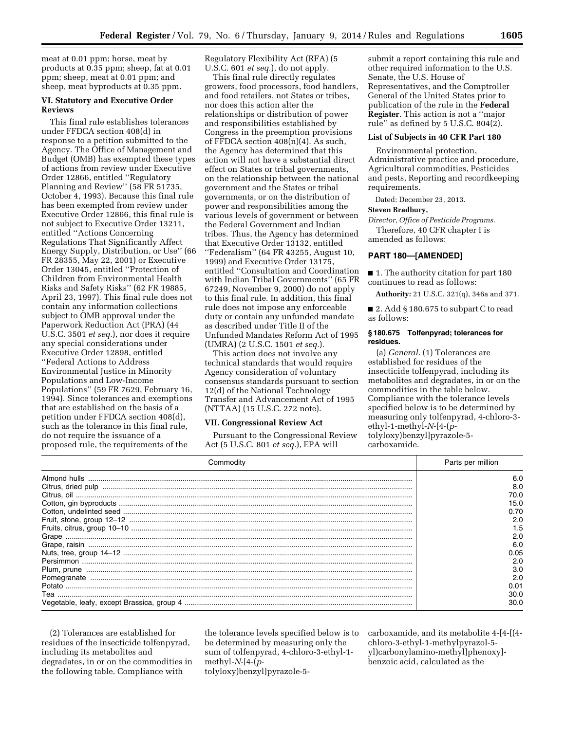meat at 0.01 ppm; horse, meat by products at 0.35 ppm; sheep, fat at 0.01 ppm; sheep, meat at 0.01 ppm; and sheep, meat byproducts at 0.35 ppm.

### VI. Statutory and Executive Order Reviews

This final rule establishes tolerances under FFDCA section 408(d) in response to a petition submitted to the Agency. The Office of Management and Budget (OMB) has exempted these types of actions from review under Executive Order 12866, entitled ''Regulatory Planning and Review'' (58 FR 51735, October 4, 1993). Because this final rule has been exempted from review under Executive Order 12866, this final rule is not subject to Executive Order 13211, entitled ''Actions Concerning Regulations That Significantly Affect Energy Supply, Distribution, or Use'' (66 FR 28355, May 22, 2001) or Executive Order 13045, entitled ''Protection of Children from Environmental Health Risks and Safety Risks'' (62 FR 19885, April 23, 1997). This final rule does not contain any information collections subject to OMB approval under the Paperwork Reduction Act (PRA) (44 U.S.C. 3501 *et seq.*), nor does it require any special considerations under Executive Order 12898, entitled ''Federal Actions to Address Environmental Justice in Minority Populations and Low-Income Populations'' (59 FR 7629, February 16, 1994). Since tolerances and exemptions that are established on the basis of a petition under FFDCA section 408(d), such as the tolerance in this final rule, do not require the issuance of a proposed rule, the requirements of the Regulatory Flexibility Act (RFA) (5 U.S.C. 601 *et seq.*), do not apply.

This final rule directly regulates growers, food processors, food handlers, and food retailers, not States or tribes, nor does this action alter the relationships or distribution of power and responsibilities established by Congress in the preemption provisions of FFDCA section 408(n)(4). As such, the Agency has determined that this action will not have a substantial direct effect on States or tribal governments, on the relationship between the national government and the States or tribal governments, or on the distribution of power and responsibilities among the various levels of government or between the Federal Government and Indian tribes. Thus, the Agency has determined that Executive Order 13132, entitled ''Federalism'' (64 FR 43255, August 10, 1999) and Executive Order 13175, entitled ''Consultation and Coordination with Indian Tribal Governments'' (65 FR 67249, November 9, 2000) do not apply to this final rule. In addition, this final rule does not impose any enforceable duty or contain any unfunded mandate as described under Title II of the Unfunded Mandates Reform Act of 1995 (UMRA) (2 U.S.C. 1501 *et seq.*).

This action does not involve any technical standards that would require Agency consideration of voluntary consensus standards pursuant to section 12(d) of the National Technology Transfer and Advancement Act of 1995 (NTTAA) (15 U.S.C. 272 note).

### VII. Congressional Review Act

Pursuant to the Congressional Review Act (5 U.S.C. 801 *et seq.*), EPA will submit a report containing this rule and other required information to the U.S. Senate, the U.S. House of Representatives, and the Comptroller General of the United States prior to publication of the rule in the **Federal Register**. This action is not a ''major rule'' as defined by 5 U.S.C. 804(2).

### List of Subjects in 40 CFR Part 180

Environmental protection, Administrative practice and procedure, Agricultural commodities, Pesticides and pests, Reporting and recordkeeping requirements.

Dated: December 23, 2013.

**Steven Bradbury,**

*Director, Office of Pesticide Programs.*

Therefore, 40 CFR chapter I is amended as follows:

## PART 180—[AMENDED]

■ 1. The authority citation for part 180 continues to read as follows:

**Authority:** 21 U.S.C. 321(q), 346a and 371.

■ 2. Add § 180.675 to subpart C to read as follows:

#### § 180.675 Tolfenpyrad; tolerances for residues.

(a) *General.* (1) Tolerances are established for residues of the insecticide tolfenpyrad, including its metabolites and degradates, in or on the commodities in the table below. Compliance with the tolerance levels specified below is to be determined by measuring only tolfenpyrad, 4-chloro-3-ethyl-1-methyl-*N*-[4-(*p*-tolyloxy)benzyl]pyrazole-5-carboxamide.

| Commodity | Parts per million |
|---|---|
| Almond hulls | 6.0 |
| Citrus, dried pulp | 8.0 |
| Citrus, oil | 70.0 |
| Cotton, gin byproducts | 15.0 |
| Cotton, undelinted seed | 0.70 |
| Fruit, stone, group 12–12 | 2.0 |
| Fruits, citrus, group 10–10 | 1.5 |
| Grape | 2.0 |
| Grape, raisin | 6.0 |
| Nuts, tree, group 14–12 | 0.05 |
| Persimmon | 2.0 |
| Plum, prune | 3.0 |
| Pomegranate | 2.0 |
| Potato | 0.01 |
| Tea | 30.0 |
| Vegetable, leafy, except Brassica, group 4 | 30.0 |

(2) Tolerances are established for residues of the insecticide tolfenpyrad, including its metabolites and degradates, in or on the commodities in the following table. Compliance with the tolerance levels specified below is to be determined by measuring only the sum of tolfenpyrad, 4-chloro-3-ethyl-1-methyl-*N*-[4-(*p*-tolyloxy)benzyl]pyrazole-5-carboxamide, and its metabolite 4-[4-[(4-chloro-3-ethyl-1-methylpyrazol-5-yl)carbonylamino-methyl]phenoxy]-benzoic acid, calculated as the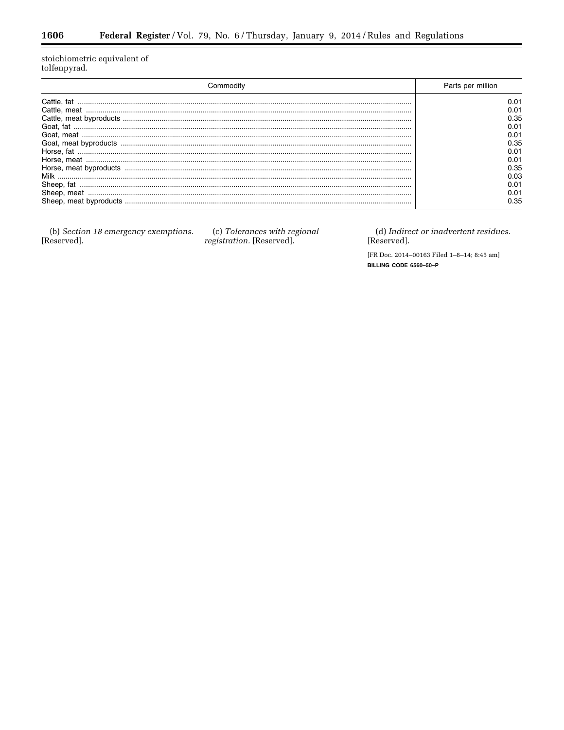stoichiometric equivalent of tolfenpyrad.

| Commodity | Parts per million |
| --- | --- |
| Cattle, fat | 0.01 |
| Cattle, meat | 0.01 |
| Cattle, meat byproducts | 0.35 |
| Goat, fat | 0.01 |
| Goat, meat | 0.01 |
| Goat, meat byproducts | 0.35 |
| Horse, fat | 0.01 |
| Horse, meat | 0.01 |
| Horse, meat byproducts | 0.35 |
| Milk | 0.03 |
| Sheep, fat | 0.01 |
| Sheep, meat | 0.01 |
| Sheep, meat byproducts | 0.35 |

(b) *Section 18 emergency exemptions.* [Reserved].

(c) *Tolerances with regional registration.* [Reserved].

(d) *Indirect or inadvertent residues.* [Reserved].

[FR Doc. 2014–00163 Filed 1–8–14; 8:45 am]

**BILLING CODE 6560–50–P**